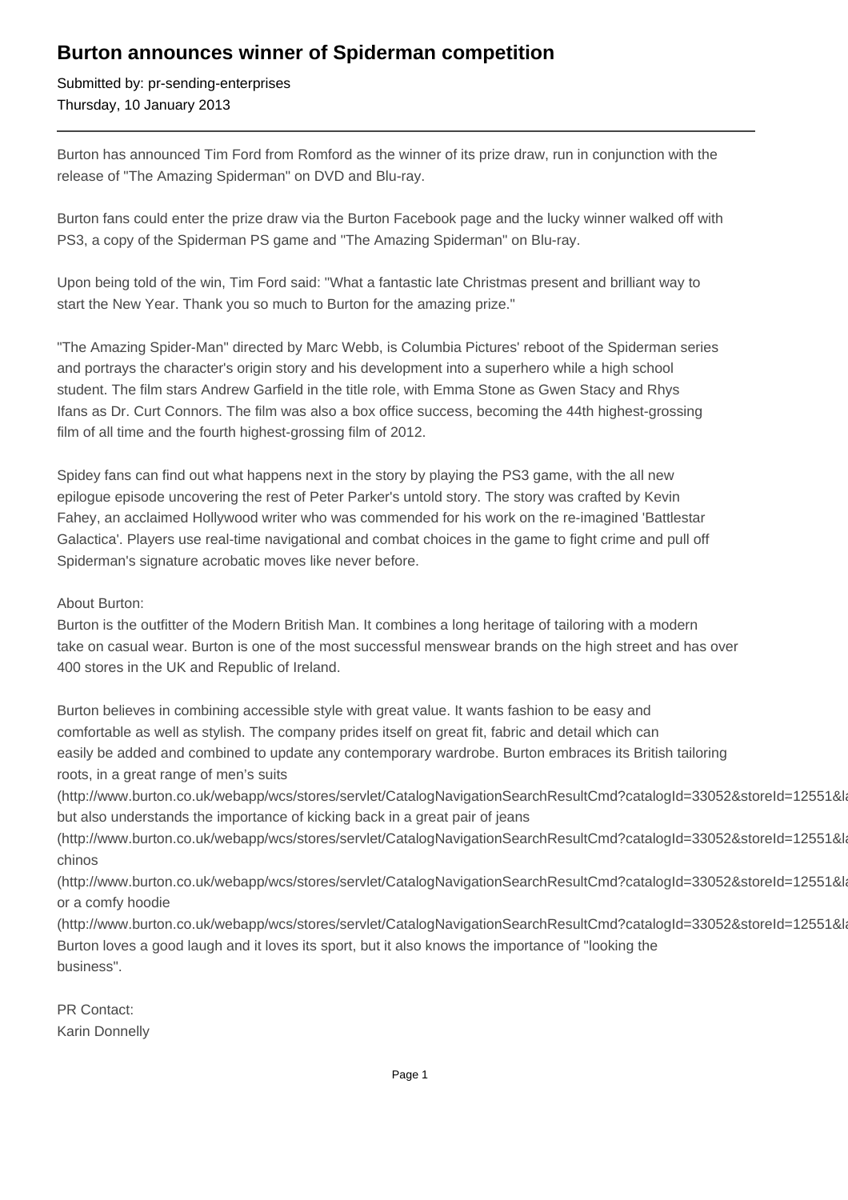# Burton announces winner of Spiderman competition

Submitted by: pr-sending-enterprises
Thursday, 10 January 2013

---

Burton has announced Tim Ford from Romford as the winner of its prize draw, run in conjunction with the release of "The Amazing Spiderman" on DVD and Blu-ray.

Burton fans could enter the prize draw via the Burton Facebook page and the lucky winner walked off with PS3, a copy of the Spiderman PS game and "The Amazing Spiderman" on Blu-ray.

Upon being told of the win, Tim Ford said: "What a fantastic late Christmas present and brilliant way to start the New Year. Thank you so much to Burton for the amazing prize."

"The Amazing Spider-Man" directed by Marc Webb, is Columbia Pictures' reboot of the Spiderman series and portrays the character's origin story and his development into a superhero while a high school student. The film stars Andrew Garfield in the title role, with Emma Stone as Gwen Stacy and Rhys Ifans as Dr. Curt Connors. The film was also a box office success, becoming the 44th highest-grossing film of all time and the fourth highest-grossing film of 2012.

Spidey fans can find out what happens next in the story by playing the PS3 game, with the all new epilogue episode uncovering the rest of Peter Parker's untold story. The story was crafted by Kevin Fahey, an acclaimed Hollywood writer who was commended for his work on the re-imagined 'Battlestar Galactica'. Players use real-time navigational and combat choices in the game to fight crime and pull off Spiderman's signature acrobatic moves like never before.

About Burton:
Burton is the outfitter of the Modern British Man. It combines a long heritage of tailoring with a modern take on casual wear. Burton is one of the most successful menswear brands on the high street and has over 400 stores in the UK and Republic of Ireland.

Burton believes in combining accessible style with great value. It wants fashion to be easy and comfortable as well as stylish. The company prides itself on great fit, fabric and detail which can easily be added and combined to update any contemporary wardrobe. Burton embraces its British tailoring roots, in a great range of men's suits
(http://www.burton.co.uk/webapp/wcs/stores/servlet/CatalogNavigationSearchResultCmd?catalogId=33052&storeId=12551&la
but also understands the importance of kicking back in a great pair of jeans
(http://www.burton.co.uk/webapp/wcs/stores/servlet/CatalogNavigationSearchResultCmd?catalogId=33052&storeId=12551&la
chinos
(http://www.burton.co.uk/webapp/wcs/stores/servlet/CatalogNavigationSearchResultCmd?catalogId=33052&storeId=12551&la
or a comfy hoodie
(http://www.burton.co.uk/webapp/wcs/stores/servlet/CatalogNavigationSearchResultCmd?catalogId=33052&storeId=12551&la
Burton loves a good laugh and it loves its sport, but it also knows the importance of "looking the business".

PR Contact:
Karin Donnelly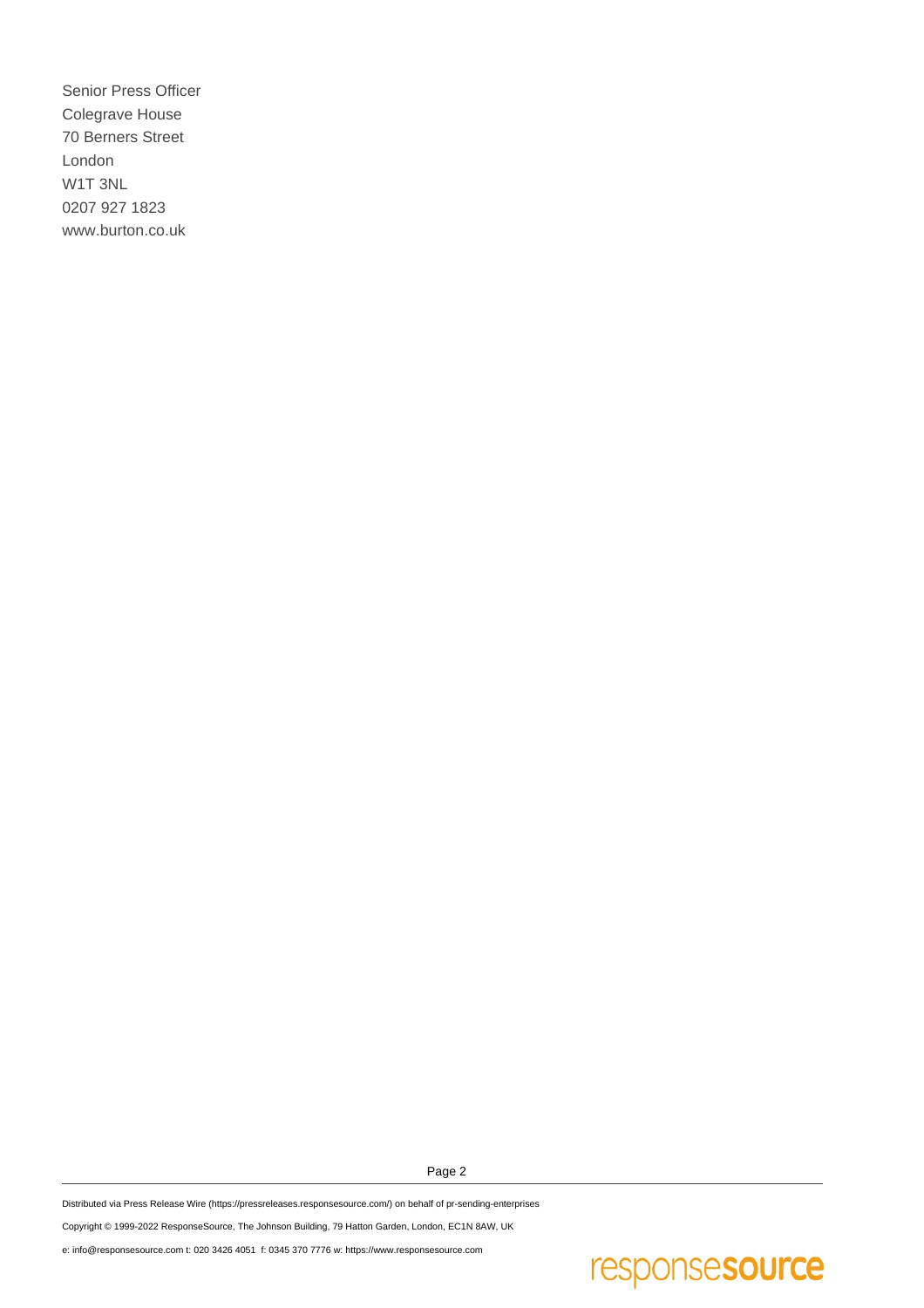Senior Press Officer
Colegrave House
70 Berners Street
London
W1T 3NL
0207 927 1823
www.burton.co.uk